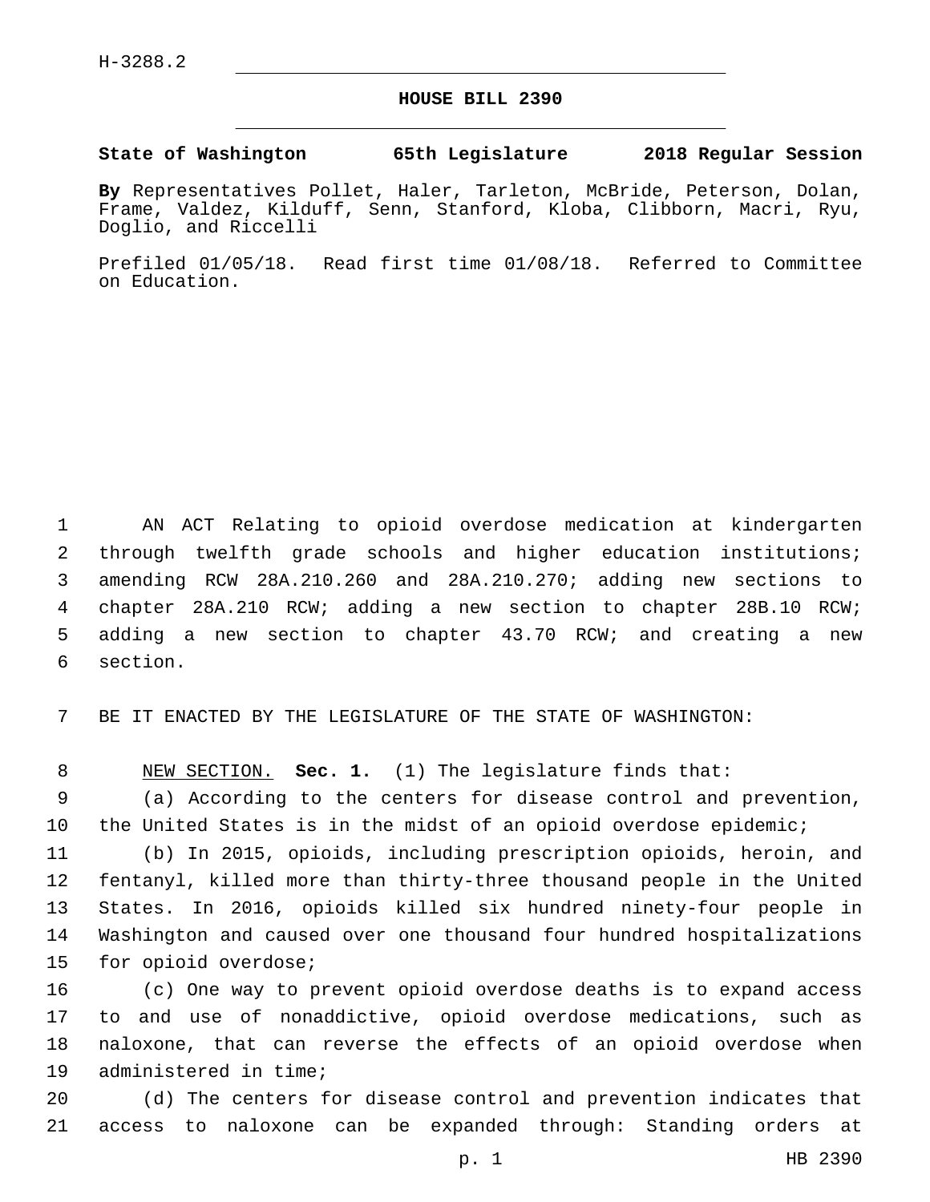H-3288.2

# HOUSE BILL 2390

**State of Washington 65th Legislature 2018 Regular Session**

**By** Representatives Pollet, Haler, Tarleton, McBride, Peterson, Dolan, Frame, Valdez, Kilduff, Senn, Stanford, Kloba, Clibborn, Macri, Ryu, Doglio, and Riccelli

Prefiled 01/05/18. Read first time 01/08/18. Referred to Committee on Education.

AN ACT Relating to opioid overdose medication at kindergarten through twelfth grade schools and higher education institutions; amending RCW 28A.210.260 and 28A.210.270; adding new sections to chapter 28A.210 RCW; adding a new section to chapter 28B.10 RCW; adding a new section to chapter 43.70 RCW; and creating a new section.

BE IT ENACTED BY THE LEGISLATURE OF THE STATE OF WASHINGTON:

NEW SECTION. **Sec. 1.** (1) The legislature finds that:

(a) According to the centers for disease control and prevention, the United States is in the midst of an opioid overdose epidemic;

(b) In 2015, opioids, including prescription opioids, heroin, and fentanyl, killed more than thirty-three thousand people in the United States. In 2016, opioids killed six hundred ninety-four people in Washington and caused over one thousand four hundred hospitalizations for opioid overdose;

(c) One way to prevent opioid overdose deaths is to expand access to and use of nonaddictive, opioid overdose medications, such as naloxone, that can reverse the effects of an opioid overdose when administered in time;

(d) The centers for disease control and prevention indicates that access to naloxone can be expanded through: Standing orders at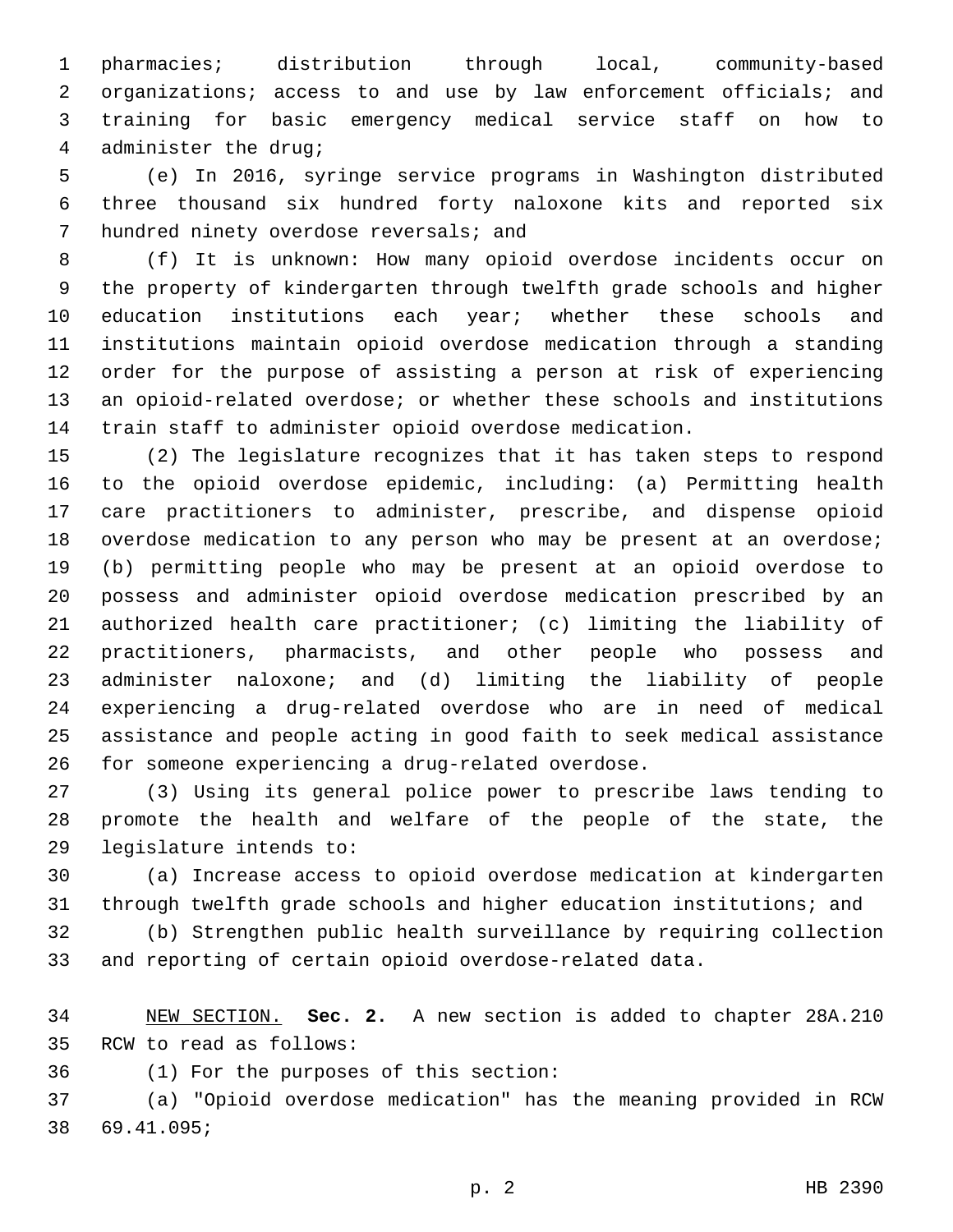pharmacies; distribution through local, community-based organizations; access to and use by law enforcement officials; and training for basic emergency medical service staff on how to administer the drug;

(e) In 2016, syringe service programs in Washington distributed three thousand six hundred forty naloxone kits and reported six hundred ninety overdose reversals; and

(f) It is unknown: How many opioid overdose incidents occur on the property of kindergarten through twelfth grade schools and higher education institutions each year; whether these schools and institutions maintain opioid overdose medication through a standing order for the purpose of assisting a person at risk of experiencing an opioid-related overdose; or whether these schools and institutions train staff to administer opioid overdose medication.

(2) The legislature recognizes that it has taken steps to respond to the opioid overdose epidemic, including: (a) Permitting health care practitioners to administer, prescribe, and dispense opioid overdose medication to any person who may be present at an overdose; (b) permitting people who may be present at an opioid overdose to possess and administer opioid overdose medication prescribed by an authorized health care practitioner; (c) limiting the liability of practitioners, pharmacists, and other people who possess and administer naloxone; and (d) limiting the liability of people experiencing a drug-related overdose who are in need of medical assistance and people acting in good faith to seek medical assistance for someone experiencing a drug-related overdose.

(3) Using its general police power to prescribe laws tending to promote the health and welfare of the people of the state, the legislature intends to:

(a) Increase access to opioid overdose medication at kindergarten through twelfth grade schools and higher education institutions; and

(b) Strengthen public health surveillance by requiring collection and reporting of certain opioid overdose-related data.

NEW SECTION. **Sec. 2.** A new section is added to chapter 28A.210 RCW to read as follows:

(1) For the purposes of this section:

(a) "Opioid overdose medication" has the meaning provided in RCW 69.41.095;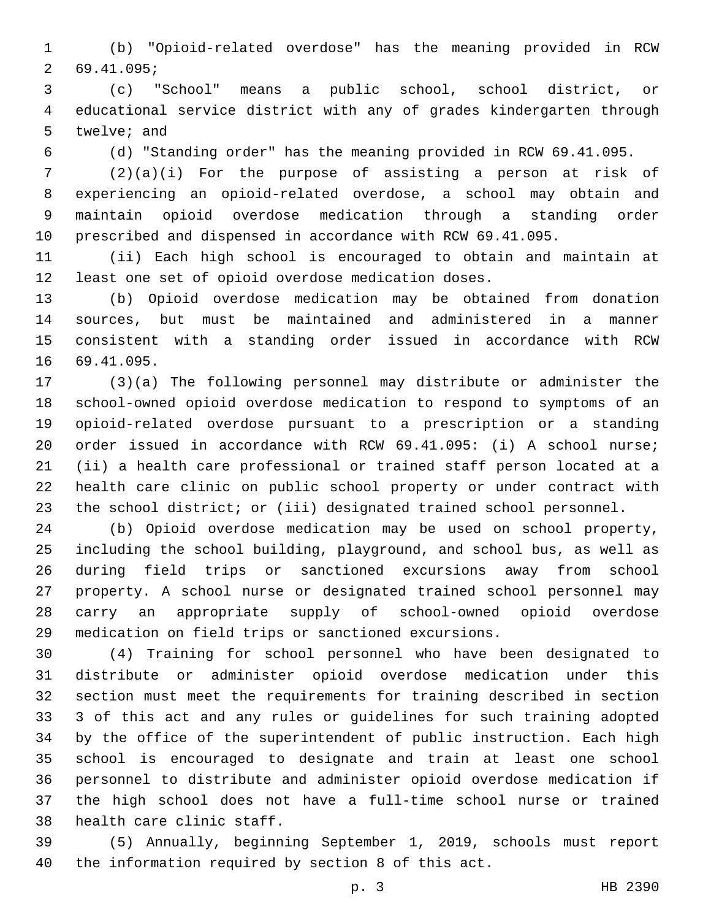(b) "Opioid-related overdose" has the meaning provided in RCW 69.41.095;

(c) "School" means a public school, school district, or educational service district with any of grades kindergarten through twelve; and

(d) "Standing order" has the meaning provided in RCW 69.41.095.

(2)(a)(i) For the purpose of assisting a person at risk of experiencing an opioid-related overdose, a school may obtain and maintain opioid overdose medication through a standing order prescribed and dispensed in accordance with RCW 69.41.095.

(ii) Each high school is encouraged to obtain and maintain at least one set of opioid overdose medication doses.

(b) Opioid overdose medication may be obtained from donation sources, but must be maintained and administered in a manner consistent with a standing order issued in accordance with RCW 69.41.095.

(3)(a) The following personnel may distribute or administer the school-owned opioid overdose medication to respond to symptoms of an opioid-related overdose pursuant to a prescription or a standing order issued in accordance with RCW 69.41.095: (i) A school nurse; (ii) a health care professional or trained staff person located at a health care clinic on public school property or under contract with the school district; or (iii) designated trained school personnel.

(b) Opioid overdose medication may be used on school property, including the school building, playground, and school bus, as well as during field trips or sanctioned excursions away from school property. A school nurse or designated trained school personnel may carry an appropriate supply of school-owned opioid overdose medication on field trips or sanctioned excursions.

(4) Training for school personnel who have been designated to distribute or administer opioid overdose medication under this section must meet the requirements for training described in section 3 of this act and any rules or guidelines for such training adopted by the office of the superintendent of public instruction. Each high school is encouraged to designate and train at least one school personnel to distribute and administer opioid overdose medication if the high school does not have a full-time school nurse or trained health care clinic staff.

(5) Annually, beginning September 1, 2019, schools must report the information required by section 8 of this act.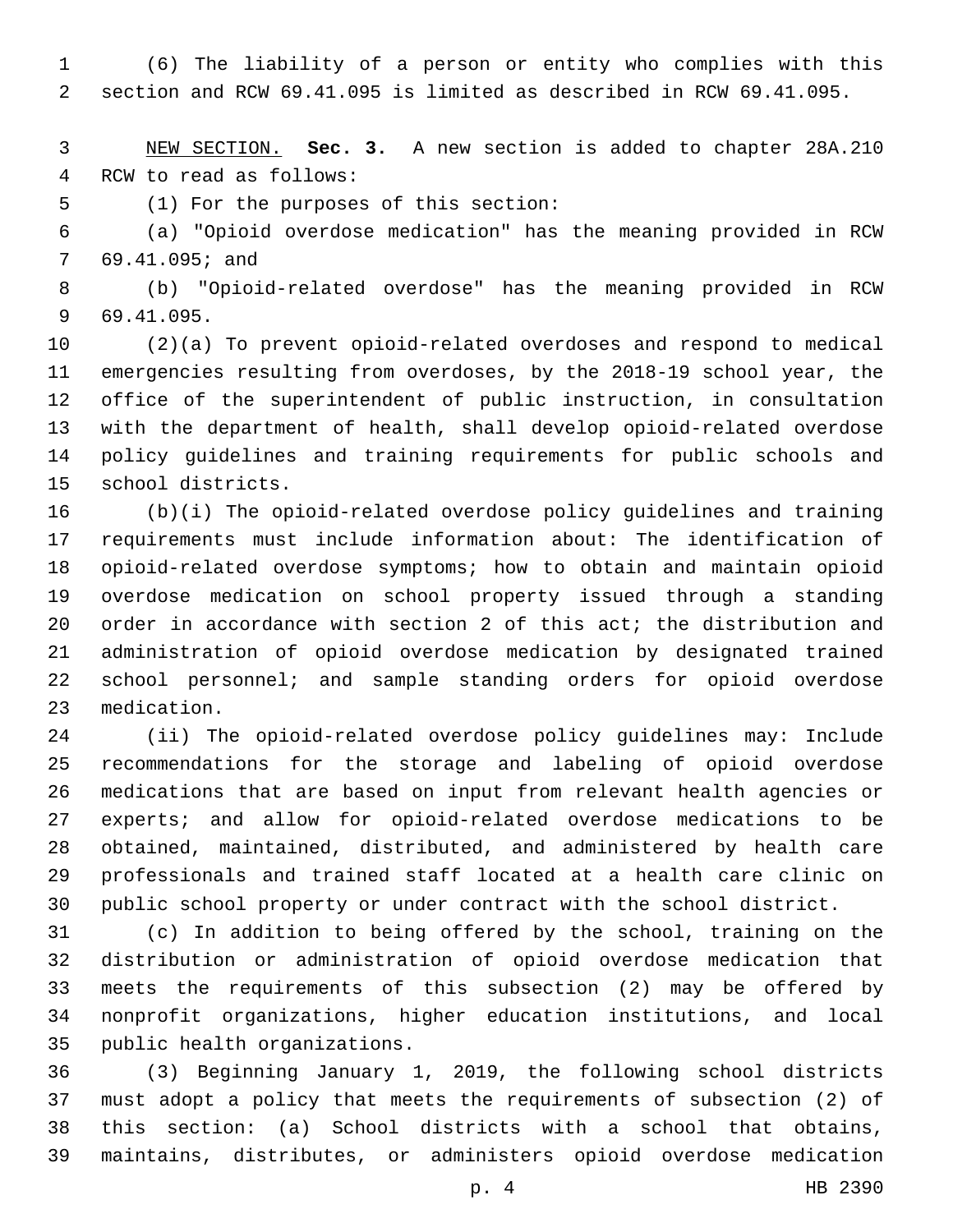(6) The liability of a person or entity who complies with this section and RCW 69.41.095 is limited as described in RCW 69.41.095.

NEW SECTION. **Sec. 3.** A new section is added to chapter 28A.210 RCW to read as follows:

(1) For the purposes of this section:

(a) "Opioid overdose medication" has the meaning provided in RCW 69.41.095; and

(b) "Opioid-related overdose" has the meaning provided in RCW 69.41.095.

(2)(a) To prevent opioid-related overdoses and respond to medical emergencies resulting from overdoses, by the 2018-19 school year, the office of the superintendent of public instruction, in consultation with the department of health, shall develop opioid-related overdose policy guidelines and training requirements for public schools and school districts.

(b)(i) The opioid-related overdose policy guidelines and training requirements must include information about: The identification of opioid-related overdose symptoms; how to obtain and maintain opioid overdose medication on school property issued through a standing order in accordance with section 2 of this act; the distribution and administration of opioid overdose medication by designated trained school personnel; and sample standing orders for opioid overdose medication.

(ii) The opioid-related overdose policy guidelines may: Include recommendations for the storage and labeling of opioid overdose medications that are based on input from relevant health agencies or experts; and allow for opioid-related overdose medications to be obtained, maintained, distributed, and administered by health care professionals and trained staff located at a health care clinic on public school property or under contract with the school district.

(c) In addition to being offered by the school, training on the distribution or administration of opioid overdose medication that meets the requirements of this subsection (2) may be offered by nonprofit organizations, higher education institutions, and local public health organizations.

(3) Beginning January 1, 2019, the following school districts must adopt a policy that meets the requirements of subsection (2) of this section: (a) School districts with a school that obtains, maintains, distributes, or administers opioid overdose medication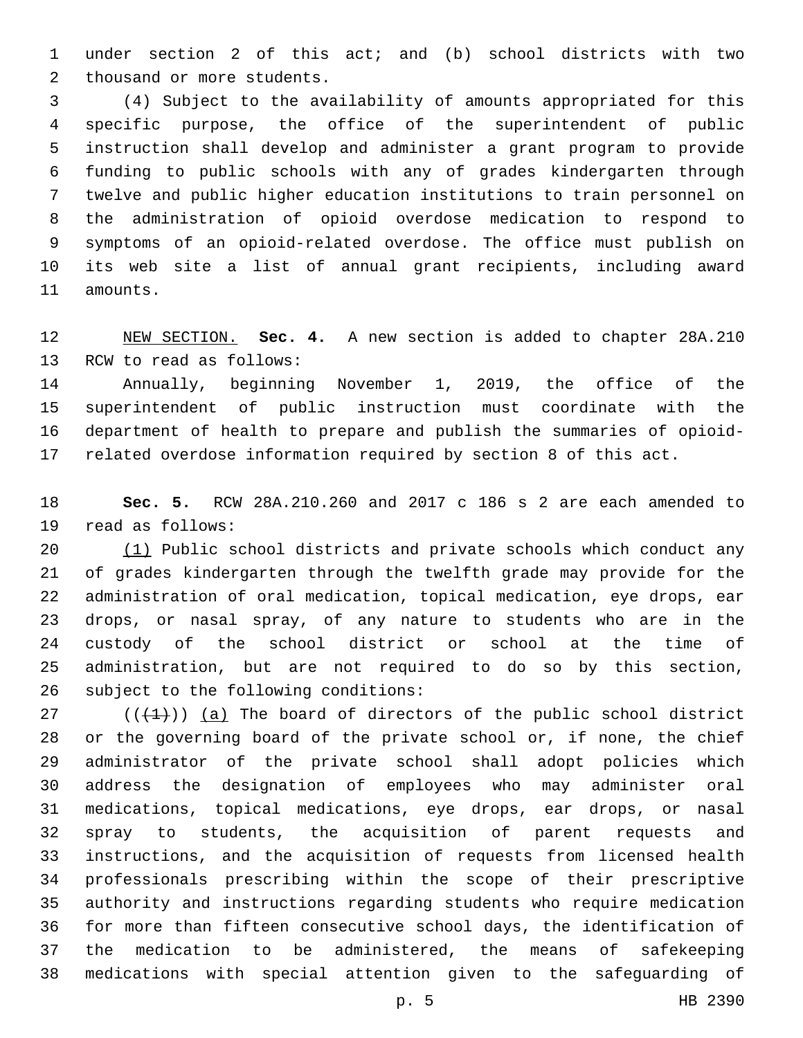under section 2 of this act; and (b) school districts with two thousand or more students.

(4) Subject to the availability of amounts appropriated for this specific purpose, the office of the superintendent of public instruction shall develop and administer a grant program to provide funding to public schools with any of grades kindergarten through twelve and public higher education institutions to train personnel on the administration of opioid overdose medication to respond to symptoms of an opioid-related overdose. The office must publish on its web site a list of annual grant recipients, including award amounts.

NEW SECTION. **Sec. 4.** A new section is added to chapter 28A.210 RCW to read as follows:

Annually, beginning November 1, 2019, the office of the superintendent of public instruction must coordinate with the department of health to prepare and publish the summaries of opioid-related overdose information required by section 8 of this act.

**Sec. 5.** RCW 28A.210.260 and 2017 c 186 s 2 are each amended to read as follows:

(1) Public school districts and private schools which conduct any of grades kindergarten through the twelfth grade may provide for the administration of oral medication, topical medication, eye drops, ear drops, or nasal spray, of any nature to students who are in the custody of the school district or school at the time of administration, but are not required to do so by this section, subject to the following conditions:

~~((1))~~ (a) The board of directors of the public school district or the governing board of the private school or, if none, the chief administrator of the private school shall adopt policies which address the designation of employees who may administer oral medications, topical medications, eye drops, ear drops, or nasal spray to students, the acquisition of parent requests and instructions, and the acquisition of requests from licensed health professionals prescribing within the scope of their prescriptive authority and instructions regarding students who require medication for more than fifteen consecutive school days, the identification of the medication to be administered, the means of safekeeping medications with special attention given to the safeguarding of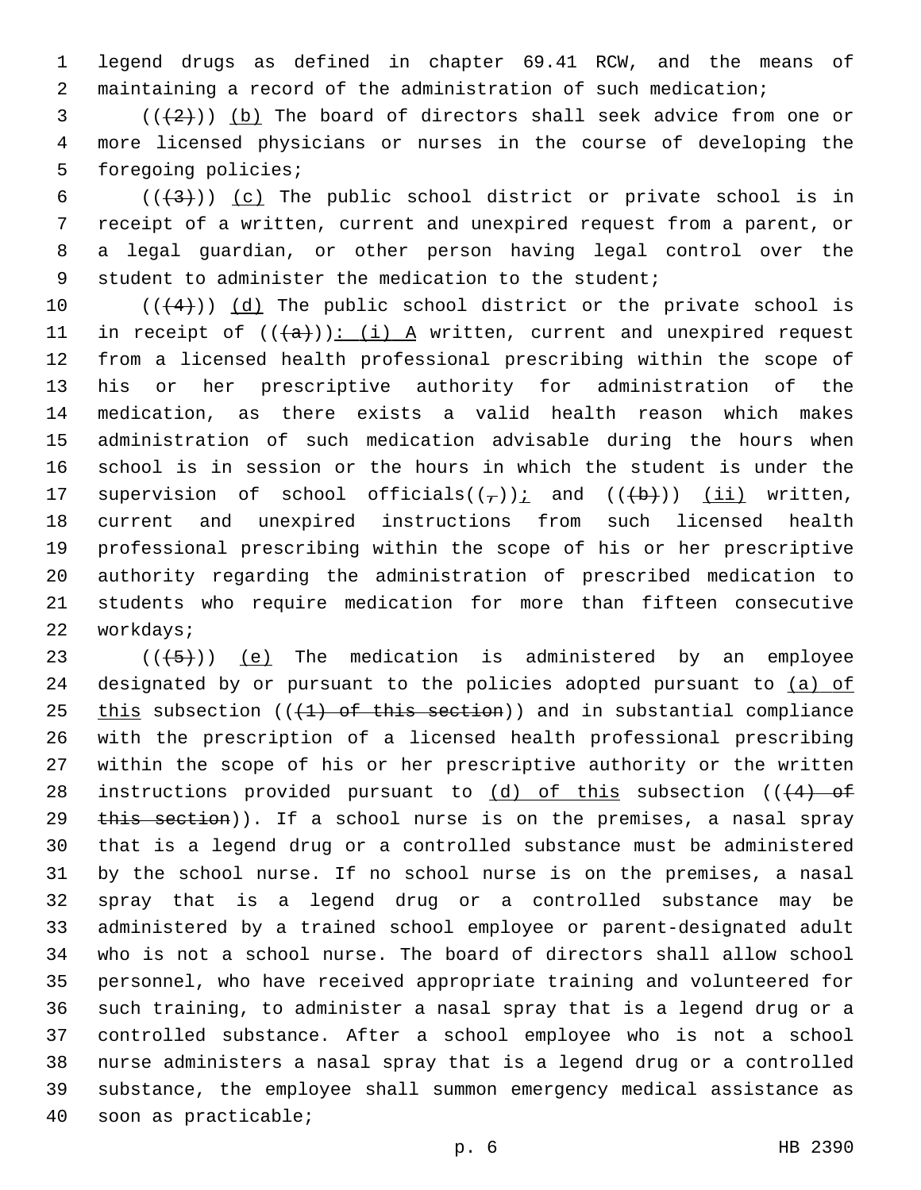legend drugs as defined in chapter 69.41 RCW, and the means of maintaining a record of the administration of such medication;

(((2))) (b) The board of directors shall seek advice from one or more licensed physicians or nurses in the course of developing the foregoing policies;

(((3))) (c) The public school district or private school is in receipt of a written, current and unexpired request from a parent, or a legal guardian, or other person having legal control over the student to administer the medication to the student;

(((4))) (d) The public school district or the private school is in receipt of (((a))): (i) A written, current and unexpired request from a licensed health professional prescribing within the scope of his or her prescriptive authority for administration of the medication, as there exists a valid health reason which makes administration of such medication advisable during the hours when school is in session or the hours in which the student is under the supervision of school officials((,)); and (((b))) (ii) written, current and unexpired instructions from such licensed health professional prescribing within the scope of his or her prescriptive authority regarding the administration of prescribed medication to students who require medication for more than fifteen consecutive workdays;

(((5))) (e) The medication is administered by an employee designated by or pursuant to the policies adopted pursuant to (a) of this subsection (((1) of this section)) and in substantial compliance with the prescription of a licensed health professional prescribing within the scope of his or her prescriptive authority or the written instructions provided pursuant to (d) of this subsection (((4) of this section)). If a school nurse is on the premises, a nasal spray that is a legend drug or a controlled substance must be administered by the school nurse. If no school nurse is on the premises, a nasal spray that is a legend drug or a controlled substance may be administered by a trained school employee or parent-designated adult who is not a school nurse. The board of directors shall allow school personnel, who have received appropriate training and volunteered for such training, to administer a nasal spray that is a legend drug or a controlled substance. After a school employee who is not a school nurse administers a nasal spray that is a legend drug or a controlled substance, the employee shall summon emergency medical assistance as soon as practicable;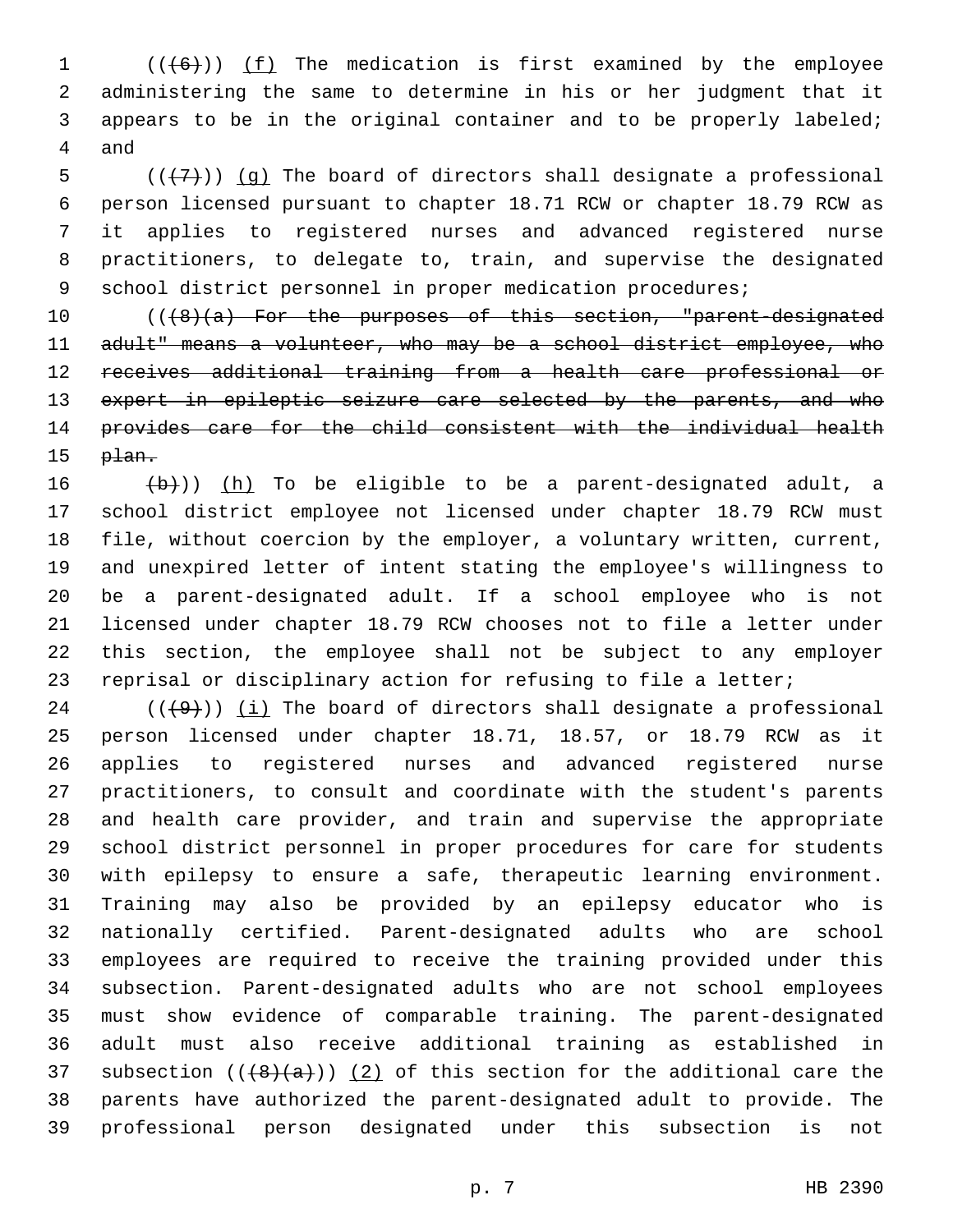((~~(6)~~)) <u>(f)</u> The medication is first examined by the employee administering the same to determine in his or her judgment that it appears to be in the original container and to be properly labeled; and

((~~(7)~~)) <u>(g)</u> The board of directors shall designate a professional person licensed pursuant to chapter 18.71 RCW or chapter 18.79 RCW as it applies to registered nurses and advanced registered nurse practitioners, to delegate to, train, and supervise the designated school district personnel in proper medication procedures;

((~~(8)(a) For the purposes of this section, "parent-designated adult" means a volunteer, who may be a school district employee, who receives additional training from a health care professional or expert in epileptic seizure care selected by the parents, and who provides care for the child consistent with the individual health plan.~~

~~(b)~~)) <u>(h)</u> To be eligible to be a parent-designated adult, a school district employee not licensed under chapter 18.79 RCW must file, without coercion by the employer, a voluntary written, current, and unexpired letter of intent stating the employee's willingness to be a parent-designated adult. If a school employee who is not licensed under chapter 18.79 RCW chooses not to file a letter under this section, the employee shall not be subject to any employer reprisal or disciplinary action for refusing to file a letter;

((~~(9)~~)) <u>(i)</u> The board of directors shall designate a professional person licensed under chapter 18.71, 18.57, or 18.79 RCW as it applies to registered nurses and advanced registered nurse practitioners, to consult and coordinate with the student's parents and health care provider, and train and supervise the appropriate school district personnel in proper procedures for care for students with epilepsy to ensure a safe, therapeutic learning environment. Training may also be provided by an epilepsy educator who is nationally certified. Parent-designated adults who are school employees are required to receive the training provided under this subsection. Parent-designated adults who are not school employees must show evidence of comparable training. The parent-designated adult must also receive additional training as established in subsection ((~~(8)(a)~~)) <u>(2)</u> of this section for the additional care the parents have authorized the parent-designated adult to provide. The professional person designated under this subsection is not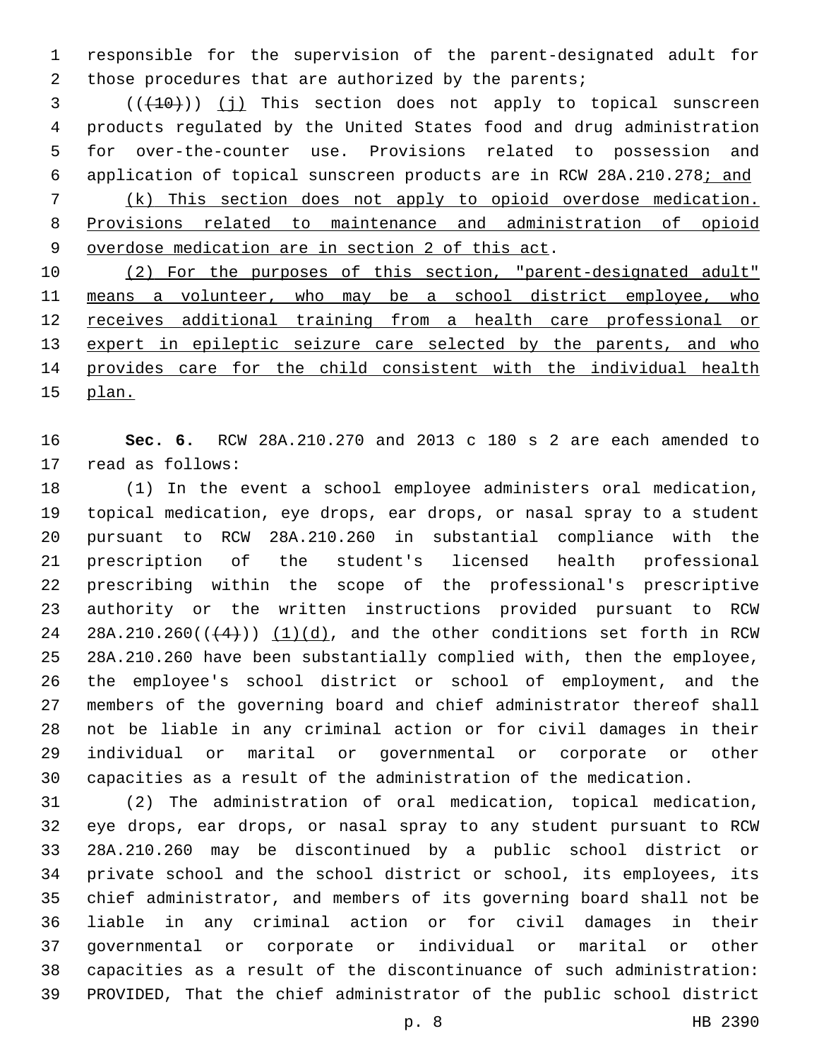responsible for the supervision of the parent-designated adult for those procedures that are authorized by the parents;

(((10))) (j) This section does not apply to topical sunscreen products regulated by the United States food and drug administration for over-the-counter use. Provisions related to possession and application of topical sunscreen products are in RCW 28A.210.278; and

(k) This section does not apply to opioid overdose medication. Provisions related to maintenance and administration of opioid overdose medication are in section 2 of this act.

(2) For the purposes of this section, "parent-designated adult" means a volunteer, who may be a school district employee, who receives additional training from a health care professional or expert in epileptic seizure care selected by the parents, and who provides care for the child consistent with the individual health plan.

**Sec. 6.** RCW 28A.210.270 and 2013 c 180 s 2 are each amended to read as follows:

(1) In the event a school employee administers oral medication, topical medication, eye drops, ear drops, or nasal spray to a student pursuant to RCW 28A.210.260 in substantial compliance with the prescription of the student's licensed health professional prescribing within the scope of the professional's prescriptive authority or the written instructions provided pursuant to RCW 28A.210.260(((4))) (1)(d), and the other conditions set forth in RCW 28A.210.260 have been substantially complied with, then the employee, the employee's school district or school of employment, and the members of the governing board and chief administrator thereof shall not be liable in any criminal action or for civil damages in their individual or marital or governmental or corporate or other capacities as a result of the administration of the medication.

(2) The administration of oral medication, topical medication, eye drops, ear drops, or nasal spray to any student pursuant to RCW 28A.210.260 may be discontinued by a public school district or private school and the school district or school, its employees, its chief administrator, and members of its governing board shall not be liable in any criminal action or for civil damages in their governmental or corporate or individual or marital or other capacities as a result of the discontinuance of such administration: PROVIDED, That the chief administrator of the public school district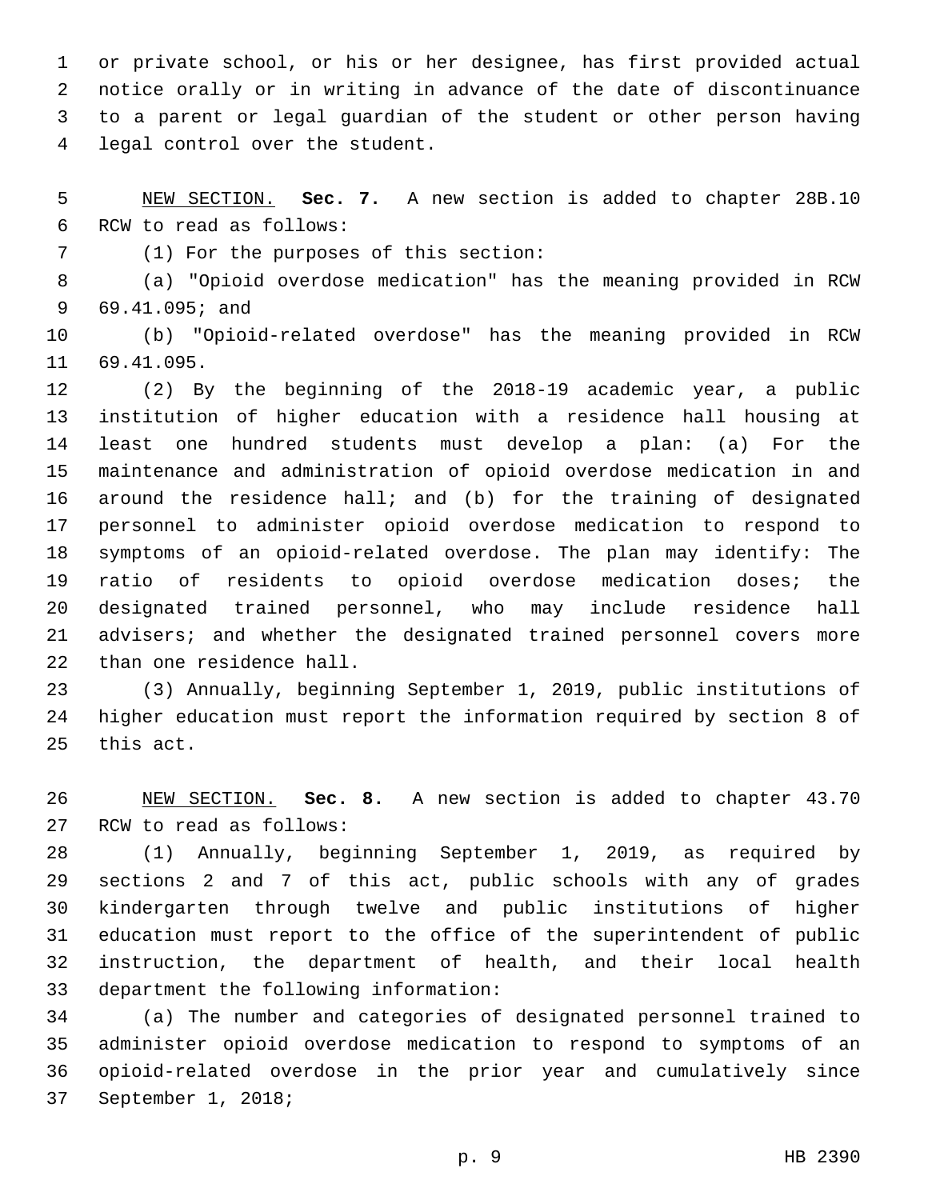or private school, or his or her designee, has first provided actual notice orally or in writing in advance of the date of discontinuance to a parent or legal guardian of the student or other person having legal control over the student.

NEW SECTION. **Sec. 7.** A new section is added to chapter 28B.10 RCW to read as follows:

(1) For the purposes of this section:

(a) "Opioid overdose medication" has the meaning provided in RCW 69.41.095; and

(b) "Opioid-related overdose" has the meaning provided in RCW 69.41.095.

(2) By the beginning of the 2018-19 academic year, a public institution of higher education with a residence hall housing at least one hundred students must develop a plan: (a) For the maintenance and administration of opioid overdose medication in and around the residence hall; and (b) for the training of designated personnel to administer opioid overdose medication to respond to symptoms of an opioid-related overdose. The plan may identify: The ratio of residents to opioid overdose medication doses; the designated trained personnel, who may include residence hall advisers; and whether the designated trained personnel covers more than one residence hall.

(3) Annually, beginning September 1, 2019, public institutions of higher education must report the information required by section 8 of this act.

NEW SECTION. **Sec. 8.** A new section is added to chapter 43.70 RCW to read as follows:

(1) Annually, beginning September 1, 2019, as required by sections 2 and 7 of this act, public schools with any of grades kindergarten through twelve and public institutions of higher education must report to the office of the superintendent of public instruction, the department of health, and their local health department the following information:

(a) The number and categories of designated personnel trained to administer opioid overdose medication to respond to symptoms of an opioid-related overdose in the prior year and cumulatively since September 1, 2018;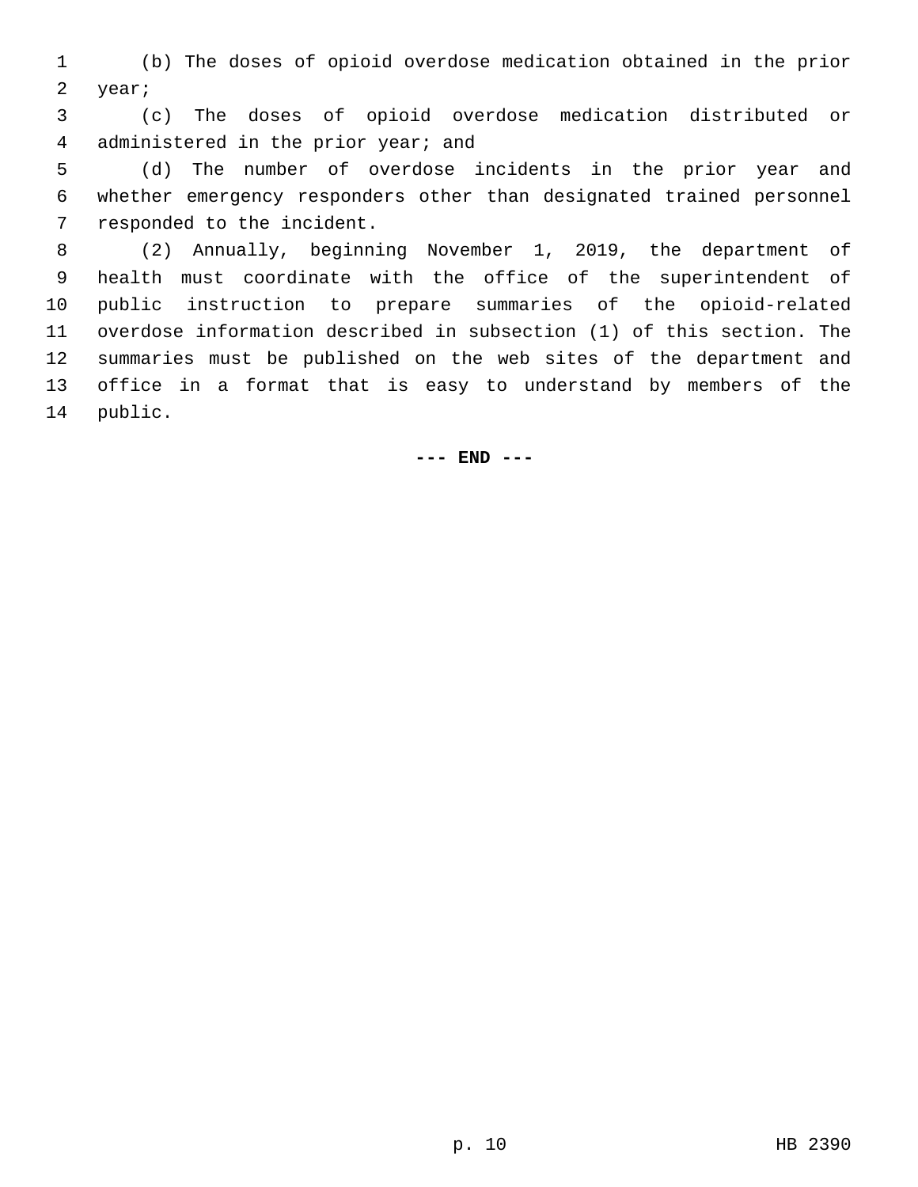(b) The doses of opioid overdose medication obtained in the prior year;

(c) The doses of opioid overdose medication distributed or administered in the prior year; and

(d) The number of overdose incidents in the prior year and whether emergency responders other than designated trained personnel responded to the incident.

(2) Annually, beginning November 1, 2019, the department of health must coordinate with the office of the superintendent of public instruction to prepare summaries of the opioid-related overdose information described in subsection (1) of this section. The summaries must be published on the web sites of the department and office in a format that is easy to understand by members of the public.

**--- END ---**